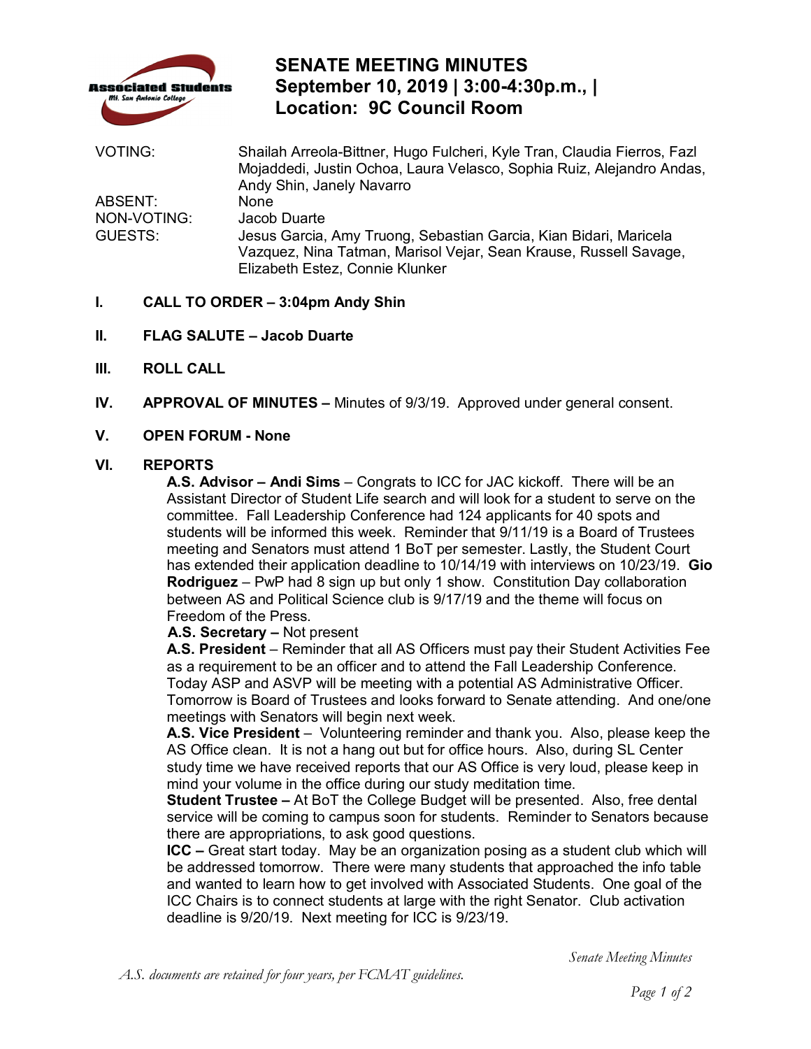# SENATE MEETING MINUTES
## September 10, 2019 | 3:00-4:30p.m., |
## Location: 9C Council Room

| | |
|---|---|
| VOTING: | Shailah Arreola-Bittner, Hugo Fulcheri, Kyle Tran, Claudia Fierros, Fazl Mojaddedi, Justin Ochoa, Laura Velasco, Sophia Ruiz, Alejandro Andas, Andy Shin, Janely Navarro |
| ABSENT: | None |
| NON-VOTING: | Jacob Duarte |
| GUESTS: | Jesus Garcia, Amy Truong, Sebastian Garcia, Kian Bidari, Maricela Vazquez, Nina Tatman, Marisol Vejar, Sean Krause, Russell Savage, Elizabeth Estez, Connie Klunker |

**I. CALL TO ORDER – 3:04pm Andy Shin**

**II. FLAG SALUTE – Jacob Duarte**

**III. ROLL CALL**

**IV. APPROVAL OF MINUTES –** Minutes of 9/3/19. Approved under general consent.

**V. OPEN FORUM - None**

**VI. REPORTS**

**A.S. Advisor – Andi Sims** – Congrats to ICC for JAC kickoff. There will be an Assistant Director of Student Life search and will look for a student to serve on the committee. Fall Leadership Conference had 124 applicants for 40 spots and students will be informed this week. Reminder that 9/11/19 is a Board of Trustees meeting and Senators must attend 1 BoT per semester. Lastly, the Student Court has extended their application deadline to 10/14/19 with interviews on 10/23/19. **Gio Rodriguez** – PwP had 8 sign up but only 1 show. Constitution Day collaboration between AS and Political Science club is 9/17/19 and the theme will focus on Freedom of the Press.

**A.S. Secretary –** Not present

**A.S. President** – Reminder that all AS Officers must pay their Student Activities Fee as a requirement to be an officer and to attend the Fall Leadership Conference. Today ASP and ASVP will be meeting with a potential AS Administrative Officer. Tomorrow is Board of Trustees and looks forward to Senate attending. And one/one meetings with Senators will begin next week.

**A.S. Vice President** – Volunteering reminder and thank you. Also, please keep the AS Office clean. It is not a hang out but for office hours. Also, during SL Center study time we have received reports that our AS Office is very loud, please keep in mind your volume in the office during our study meditation time.

**Student Trustee –** At BoT the College Budget will be presented. Also, free dental service will be coming to campus soon for students. Reminder to Senators because there are appropriations, to ask good questions.

**ICC –** Great start today. May be an organization posing as a student club which will be addressed tomorrow. There were many students that approached the info table and wanted to learn how to get involved with Associated Students. One goal of the ICC Chairs is to connect students at large with the right Senator. Club activation deadline is 9/20/19. Next meeting for ICC is 9/23/19.

*A.S. documents are retained for four years, per FCMAT guidelines.*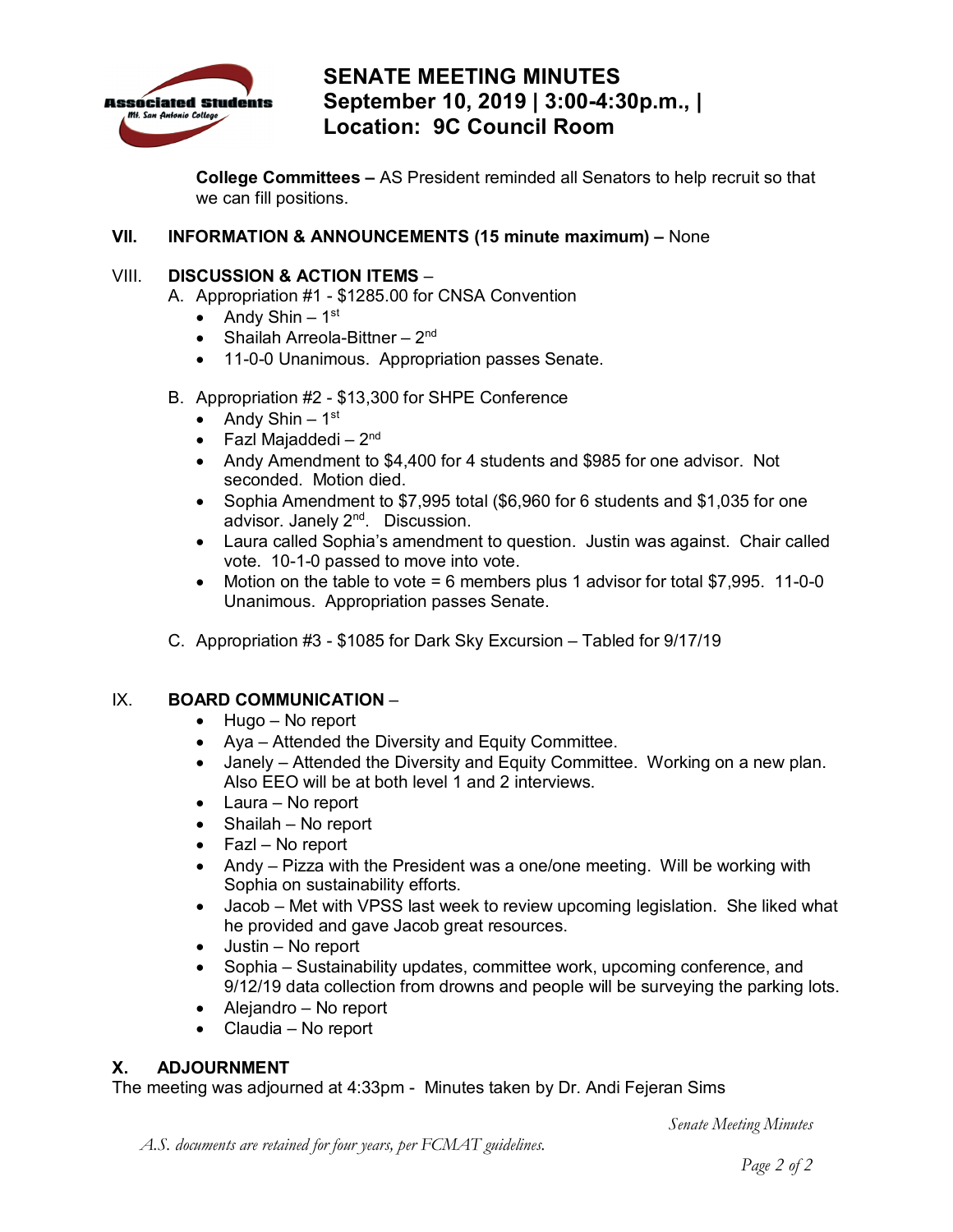**College Committees –** AS President reminded all Senators to help recruit so that we can fill positions.

## VII. INFORMATION & ANNOUNCEMENTS (15 minute maximum) – None

## VIII. DISCUSSION & ACTION ITEMS –

A. Appropriation #1 - $1285.00 for CNSA Convention
- Andy Shin – 1st
- Shailah Arreola-Bittner – 2nd
- 11-0-0 Unanimous. Appropriation passes Senate.

B. Appropriation #2 - $13,300 for SHPE Conference
- Andy Shin – 1st
- Fazl Majaddedi – 2nd
- Andy Amendment to $4,400 for 4 students and $985 for one advisor. Not seconded. Motion died.
- Sophia Amendment to $7,995 total ($6,960 for 6 students and $1,035 for one advisor. Janely 2nd. Discussion.
- Laura called Sophia's amendment to question. Justin was against. Chair called vote. 10-1-0 passed to move into vote.
- Motion on the table to vote = 6 members plus 1 advisor for total $7,995. 11-0-0 Unanimous. Appropriation passes Senate.

C. Appropriation #3 - $1085 for Dark Sky Excursion – Tabled for 9/17/19

## IX. BOARD COMMUNICATION –

- Hugo – No report
- Aya – Attended the Diversity and Equity Committee.
- Janely – Attended the Diversity and Equity Committee. Working on a new plan. Also EEO will be at both level 1 and 2 interviews.
- Laura – No report
- Shailah – No report
- Fazl – No report
- Andy – Pizza with the President was a one/one meeting. Will be working with Sophia on sustainability efforts.
- Jacob – Met with VPSS last week to review upcoming legislation. She liked what he provided and gave Jacob great resources.
- Justin – No report
- Sophia – Sustainability updates, committee work, upcoming conference, and 9/12/19 data collection from drowns and people will be surveying the parking lots.
- Alejandro – No report
- Claudia – No report

## X. ADJOURNMENT

The meeting was adjourned at 4:33pm - Minutes taken by Dr. Andi Fejeran Sims

*A.S. documents are retained for four years, per FCMAT guidelines.*